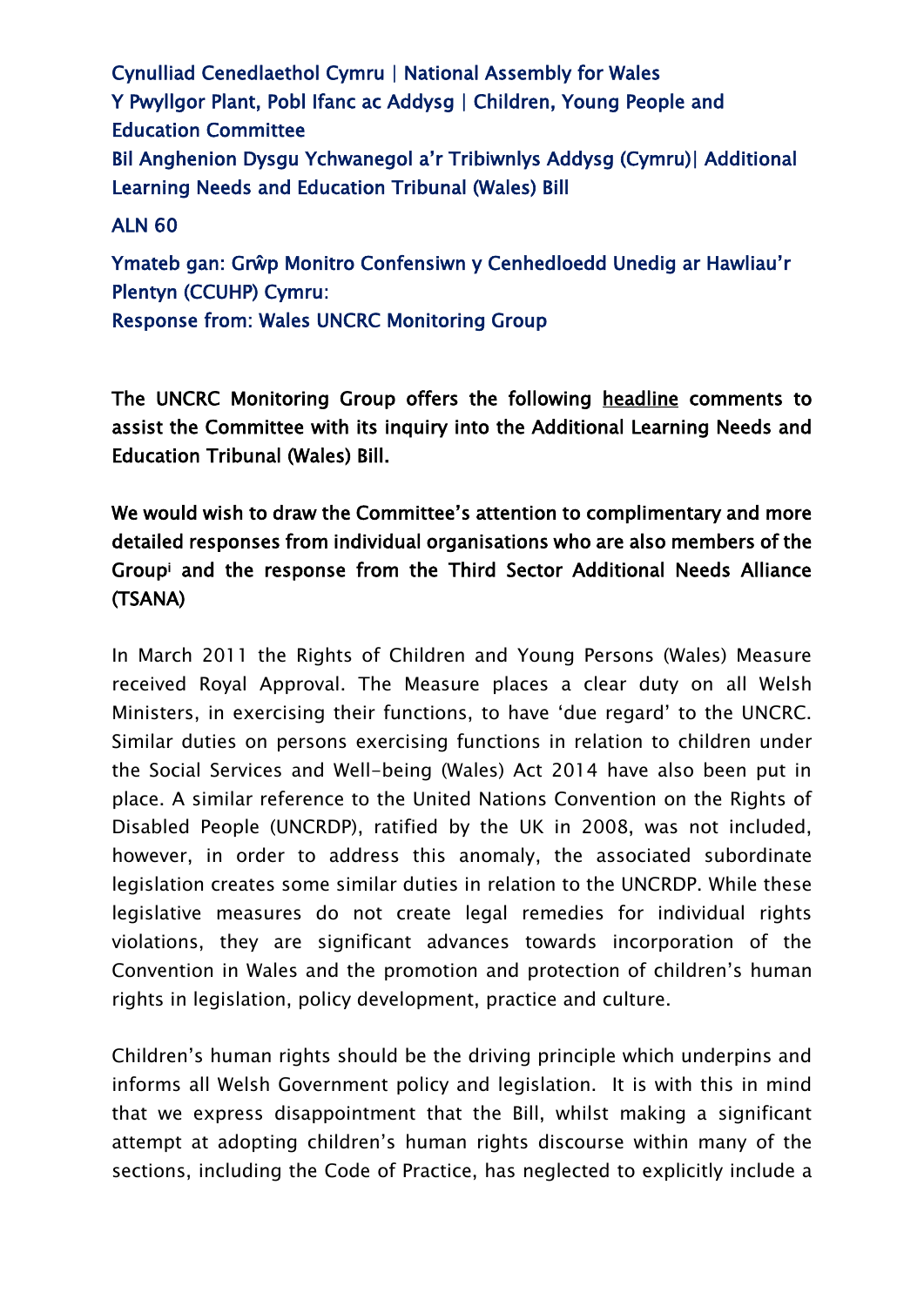Cynulliad Cenedlaethol Cymru | National Assembly for Wales
Y Pwyllgor Plant, Pobl Ifanc ac Addysg | Children, Young People and Education Committee
Bil Anghenion Dysgu Ychwanegol a'r Tribiwnlys Addysg (Cymru)| Additional Learning Needs and Education Tribunal (Wales) Bill

ALN 60

Ymateb gan: Grŵp Monitro Confensiwn y Cenhedloedd Unedig ar Hawliau'r Plentyn (CCUHP) Cymru:
Response from: Wales UNCRC Monitoring Group

**The UNCRC Monitoring Group offers the following headline comments to assist the Committee with its inquiry into the Additional Learning Needs and Education Tribunal (Wales) Bill.**

**We would wish to draw the Committee's attention to complimentary and more detailed responses from individual organisations who are also members of the Group[i] and the response from the Third Sector Additional Needs Alliance (TSANA)**

In March 2011 the Rights of Children and Young Persons (Wales) Measure received Royal Approval. The Measure places a clear duty on all Welsh Ministers, in exercising their functions, to have 'due regard' to the UNCRC. Similar duties on persons exercising functions in relation to children under the Social Services and Well-being (Wales) Act 2014 have also been put in place. A similar reference to the United Nations Convention on the Rights of Disabled People (UNCRDP), ratified by the UK in 2008, was not included, however, in order to address this anomaly, the associated subordinate legislation creates some similar duties in relation to the UNCRDP. While these legislative measures do not create legal remedies for individual rights violations, they are significant advances towards incorporation of the Convention in Wales and the promotion and protection of children's human rights in legislation, policy development, practice and culture.

Children's human rights should be the driving principle which underpins and informs all Welsh Government policy and legislation. It is with this in mind that we express disappointment that the Bill, whilst making a significant attempt at adopting children's human rights discourse within many of the sections, including the Code of Practice, has neglected to explicitly include a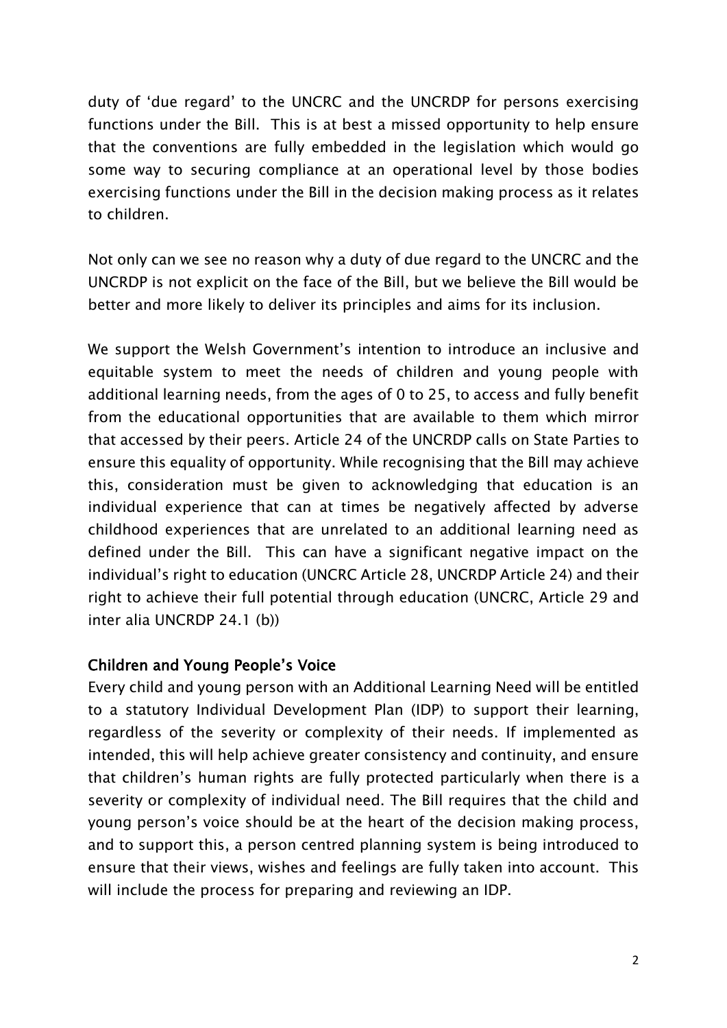duty of 'due regard' to the UNCRC and the UNCRDP for persons exercising functions under the Bill. This is at best a missed opportunity to help ensure that the conventions are fully embedded in the legislation which would go some way to securing compliance at an operational level by those bodies exercising functions under the Bill in the decision making process as it relates to children.

Not only can we see no reason why a duty of due regard to the UNCRC and the UNCRDP is not explicit on the face of the Bill, but we believe the Bill would be better and more likely to deliver its principles and aims for its inclusion.

We support the Welsh Government's intention to introduce an inclusive and equitable system to meet the needs of children and young people with additional learning needs, from the ages of 0 to 25, to access and fully benefit from the educational opportunities that are available to them which mirror that accessed by their peers. Article 24 of the UNCRDP calls on State Parties to ensure this equality of opportunity. While recognising that the Bill may achieve this, consideration must be given to acknowledging that education is an individual experience that can at times be negatively affected by adverse childhood experiences that are unrelated to an additional learning need as defined under the Bill. This can have a significant negative impact on the individual's right to education (UNCRC Article 28, UNCRDP Article 24) and their right to achieve their full potential through education (UNCRC, Article 29 and inter alia UNCRDP 24.1 (b))

## Children and Young People's Voice

Every child and young person with an Additional Learning Need will be entitled to a statutory Individual Development Plan (IDP) to support their learning, regardless of the severity or complexity of their needs. If implemented as intended, this will help achieve greater consistency and continuity, and ensure that children's human rights are fully protected particularly when there is a severity or complexity of individual need. The Bill requires that the child and young person's voice should be at the heart of the decision making process, and to support this, a person centred planning system is being introduced to ensure that their views, wishes and feelings are fully taken into account. This will include the process for preparing and reviewing an IDP.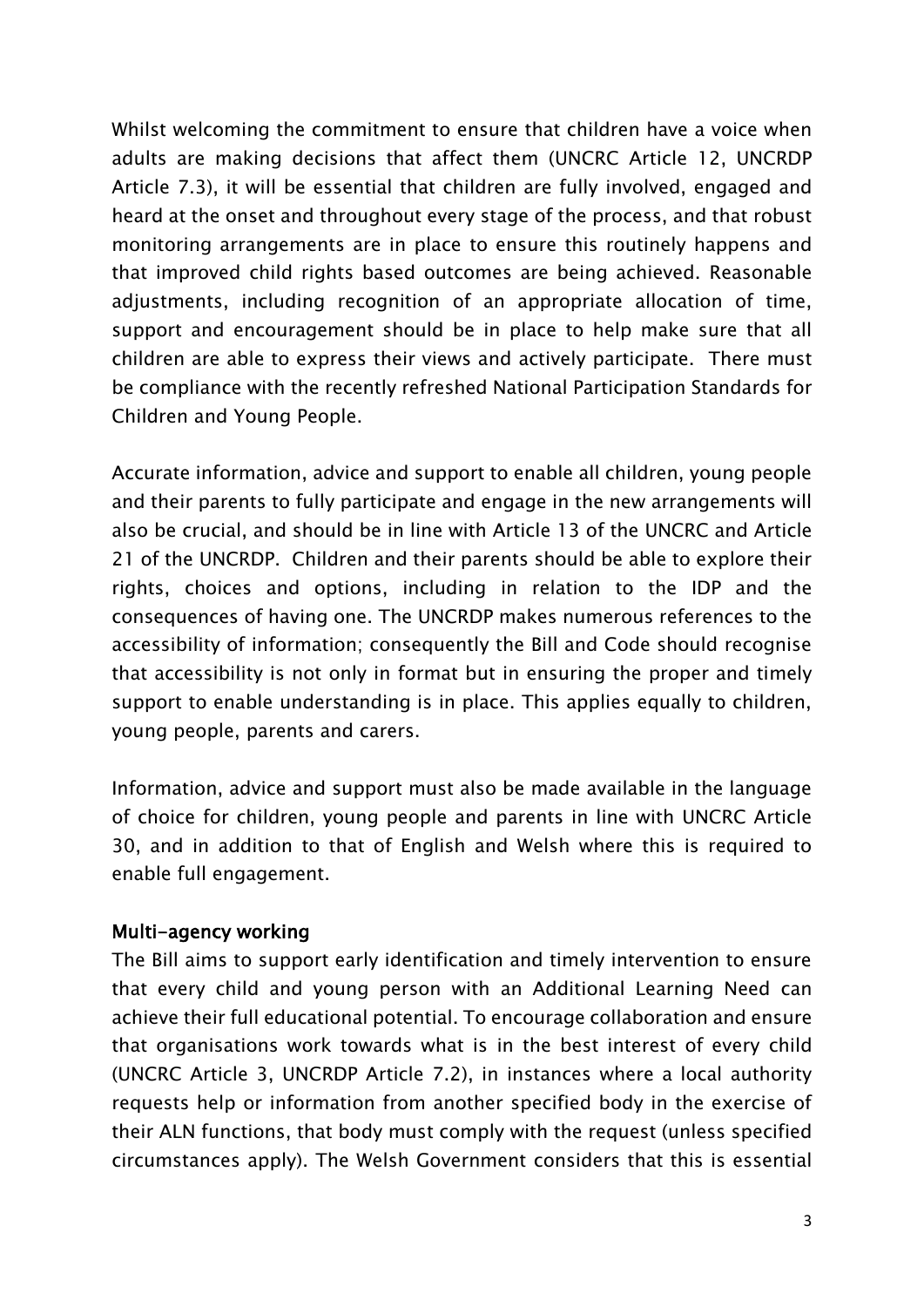Whilst welcoming the commitment to ensure that children have a voice when adults are making decisions that affect them (UNCRC Article 12, UNCRDP Article 7.3), it will be essential that children are fully involved, engaged and heard at the onset and throughout every stage of the process, and that robust monitoring arrangements are in place to ensure this routinely happens and that improved child rights based outcomes are being achieved. Reasonable adjustments, including recognition of an appropriate allocation of time, support and encouragement should be in place to help make sure that all children are able to express their views and actively participate. There must be compliance with the recently refreshed National Participation Standards for Children and Young People.

Accurate information, advice and support to enable all children, young people and their parents to fully participate and engage in the new arrangements will also be crucial, and should be in line with Article 13 of the UNCRC and Article 21 of the UNCRDP. Children and their parents should be able to explore their rights, choices and options, including in relation to the IDP and the consequences of having one. The UNCRDP makes numerous references to the accessibility of information; consequently the Bill and Code should recognise that accessibility is not only in format but in ensuring the proper and timely support to enable understanding is in place. This applies equally to children, young people, parents and carers.

Information, advice and support must also be made available in the language of choice for children, young people and parents in line with UNCRC Article 30, and in addition to that of English and Welsh where this is required to enable full engagement.

**Multi-agency working**

The Bill aims to support early identification and timely intervention to ensure that every child and young person with an Additional Learning Need can achieve their full educational potential. To encourage collaboration and ensure that organisations work towards what is in the best interest of every child (UNCRC Article 3, UNCRDP Article 7.2), in instances where a local authority requests help or information from another specified body in the exercise of their ALN functions, that body must comply with the request (unless specified circumstances apply). The Welsh Government considers that this is essential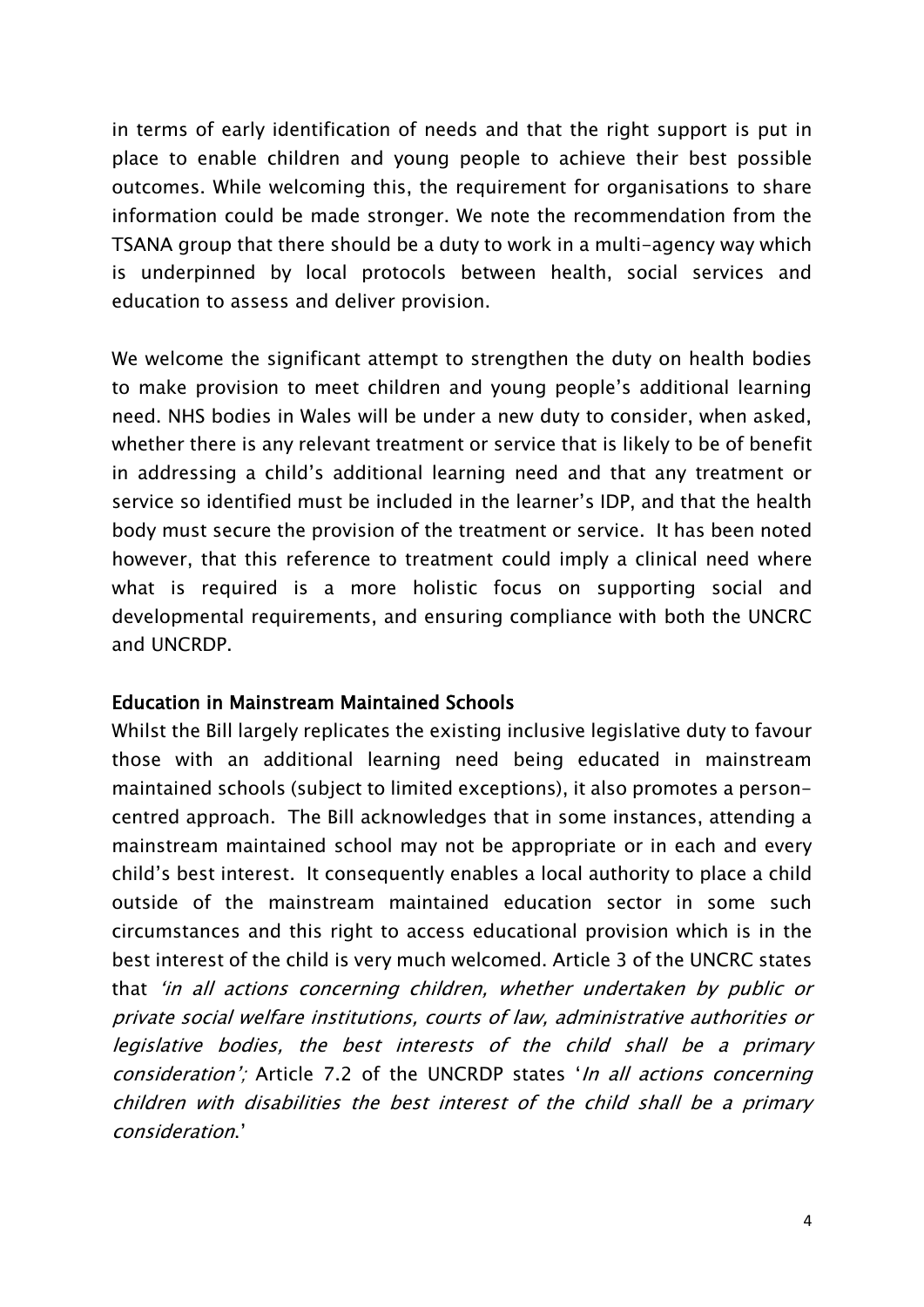in terms of early identification of needs and that the right support is put in place to enable children and young people to achieve their best possible outcomes. While welcoming this, the requirement for organisations to share information could be made stronger. We note the recommendation from the TSANA group that there should be a duty to work in a multi-agency way which is underpinned by local protocols between health, social services and education to assess and deliver provision.

We welcome the significant attempt to strengthen the duty on health bodies to make provision to meet children and young people's additional learning need. NHS bodies in Wales will be under a new duty to consider, when asked, whether there is any relevant treatment or service that is likely to be of benefit in addressing a child's additional learning need and that any treatment or service so identified must be included in the learner's IDP, and that the health body must secure the provision of the treatment or service. It has been noted however, that this reference to treatment could imply a clinical need where what is required is a more holistic focus on supporting social and developmental requirements, and ensuring compliance with both the UNCRC and UNCRDP.

### Education in Mainstream Maintained Schools

Whilst the Bill largely replicates the existing inclusive legislative duty to favour those with an additional learning need being educated in mainstream maintained schools (subject to limited exceptions), it also promotes a person-centred approach. The Bill acknowledges that in some instances, attending a mainstream maintained school may not be appropriate or in each and every child's best interest. It consequently enables a local authority to place a child outside of the mainstream maintained education sector in some such circumstances and this right to access educational provision which is in the best interest of the child is very much welcomed. Article 3 of the UNCRC states that *'in all actions concerning children, whether undertaken by public or private social welfare institutions, courts of law, administrative authorities or legislative bodies, the best interests of the child shall be a primary consideration';* Article 7.2 of the UNCRDP states '*In all actions concerning children with disabilities the best interest of the child shall be a primary consideration*.'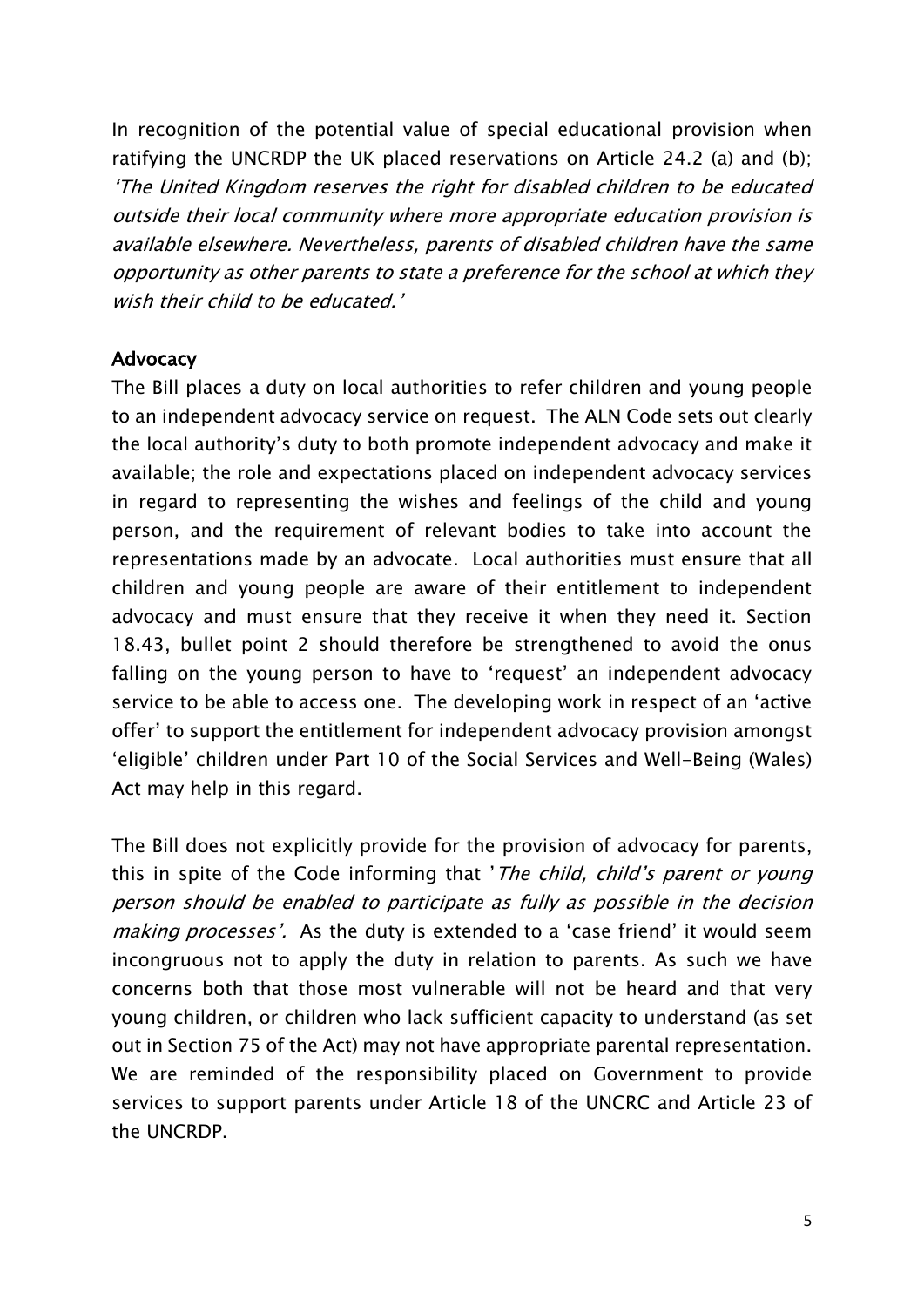In recognition of the potential value of special educational provision when ratifying the UNCRDP the UK placed reservations on Article 24.2 (a) and (b); *'The United Kingdom reserves the right for disabled children to be educated outside their local community where more appropriate education provision is available elsewhere. Nevertheless, parents of disabled children have the same opportunity as other parents to state a preference for the school at which they wish their child to be educated.'*

**Advocacy**

The Bill places a duty on local authorities to refer children and young people to an independent advocacy service on request. The ALN Code sets out clearly the local authority's duty to both promote independent advocacy and make it available; the role and expectations placed on independent advocacy services in regard to representing the wishes and feelings of the child and young person, and the requirement of relevant bodies to take into account the representations made by an advocate. Local authorities must ensure that all children and young people are aware of their entitlement to independent advocacy and must ensure that they receive it when they need it. Section 18.43, bullet point 2 should therefore be strengthened to avoid the onus falling on the young person to have to 'request' an independent advocacy service to be able to access one. The developing work in respect of an 'active offer' to support the entitlement for independent advocacy provision amongst 'eligible' children under Part 10 of the Social Services and Well-Being (Wales) Act may help in this regard.

The Bill does not explicitly provide for the provision of advocacy for parents, this in spite of the Code informing that '*The child, child's parent or young person should be enabled to participate as fully as possible in the decision making processes'.* As the duty is extended to a 'case friend' it would seem incongruous not to apply the duty in relation to parents. As such we have concerns both that those most vulnerable will not be heard and that very young children, or children who lack sufficient capacity to understand (as set out in Section 75 of the Act) may not have appropriate parental representation. We are reminded of the responsibility placed on Government to provide services to support parents under Article 18 of the UNCRC and Article 23 of the UNCRDP.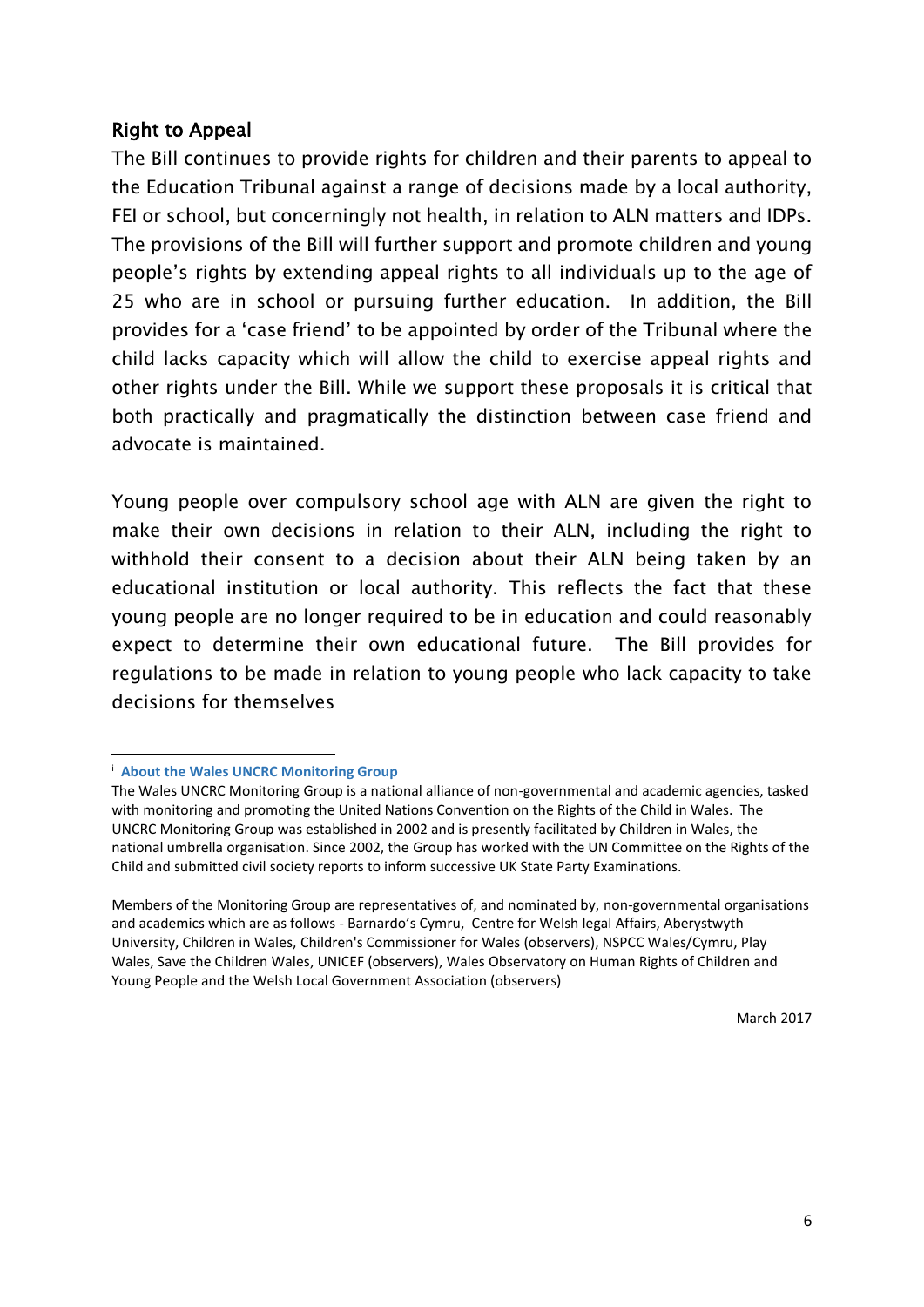## Right to Appeal

The Bill continues to provide rights for children and their parents to appeal to the Education Tribunal against a range of decisions made by a local authority, FEI or school, but concerningly not health, in relation to ALN matters and IDPs. The provisions of the Bill will further support and promote children and young people's rights by extending appeal rights to all individuals up to the age of 25 who are in school or pursuing further education. In addition, the Bill provides for a 'case friend' to be appointed by order of the Tribunal where the child lacks capacity which will allow the child to exercise appeal rights and other rights under the Bill. While we support these proposals it is critical that both practically and pragmatically the distinction between case friend and advocate is maintained.

Young people over compulsory school age with ALN are given the right to make their own decisions in relation to their ALN, including the right to withhold their consent to a decision about their ALN being taken by an educational institution or local authority. This reflects the fact that these young people are no longer required to be in education and could reasonably expect to determine their own educational future. The Bill provides for regulations to be made in relation to young people who lack capacity to take decisions for themselves

---

[i] **About the Wales UNCRC Monitoring Group**

The Wales UNCRC Monitoring Group is a national alliance of non-governmental and academic agencies, tasked with monitoring and promoting the United Nations Convention on the Rights of the Child in Wales. The UNCRC Monitoring Group was established in 2002 and is presently facilitated by Children in Wales, the national umbrella organisation. Since 2002, the Group has worked with the UN Committee on the Rights of the Child and submitted civil society reports to inform successive UK State Party Examinations.

Members of the Monitoring Group are representatives of, and nominated by, non-governmental organisations and academics which are as follows - Barnardo's Cymru, Centre for Welsh legal Affairs, Aberystwyth University, Children in Wales, Children's Commissioner for Wales (observers), NSPCC Wales/Cymru, Play Wales, Save the Children Wales, UNICEF (observers), Wales Observatory on Human Rights of Children and Young People and the Welsh Local Government Association (observers)

March 2017